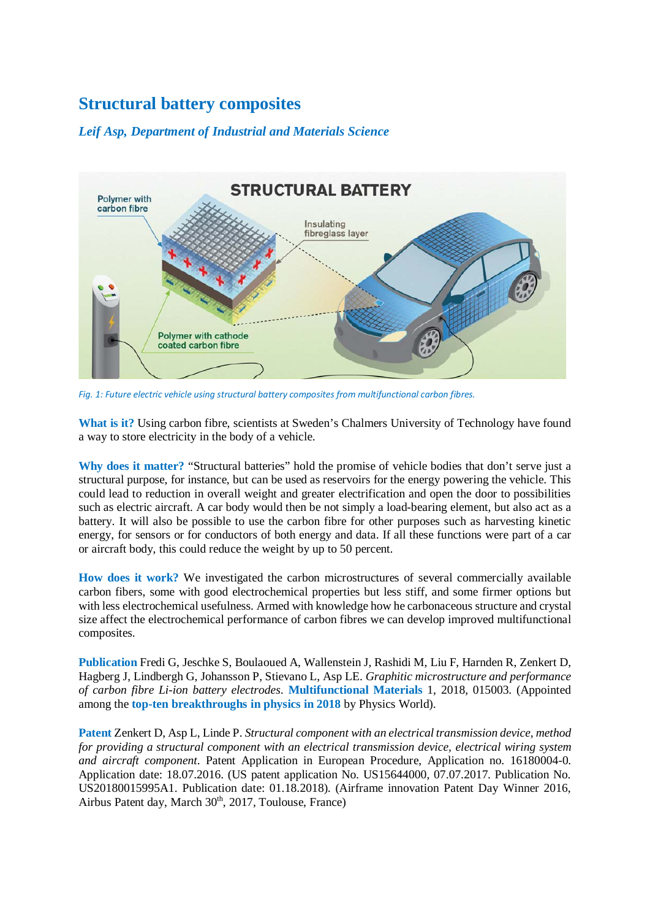# Structural battery composites

*Leif Asp, Department of Industrial and Materials Science*

*Fig. 1: Future electric vehicle using structural battery composites from multifunctional carbon fibres.*

**What is it?** Using carbon fibre, scientists at Sweden's Chalmers University of Technology have found a way to store electricity in the body of a vehicle.

**Why does it matter?** "Structural batteries" hold the promise of vehicle bodies that don't serve just a structural purpose, for instance, but can be used as reservoirs for the energy powering the vehicle. This could lead to reduction in overall weight and greater electrification and open the door to possibilities such as electric aircraft. A car body would then be not simply a load-bearing element, but also act as a battery. It will also be possible to use the carbon fibre for other purposes such as harvesting kinetic energy, for sensors or for conductors of both energy and data. If all these functions were part of a car or aircraft body, this could reduce the weight by up to 50 percent.

**How does it work?** We investigated the carbon microstructures of several commercially available carbon fibers, some with good electrochemical properties but less stiff, and some firmer options but with less electrochemical usefulness. Armed with knowledge how he carbonaceous structure and crystal size affect the electrochemical performance of carbon fibres we can develop improved multifunctional composites.

**Publication** Fredi G, Jeschke S, Boulaoued A, Wallenstein J, Rashidi M, Liu F, Harnden R, Zenkert D, Hagberg J, Lindbergh G, Johansson P, Stievano L, Asp LE. *Graphitic microstructure and performance of carbon fibre Li-ion battery electrodes*. **Multifunctional Materials** 1, 2018, 015003. (Appointed among the **top-ten breakthroughs in physics in 2018** by Physics World).

**Patent** Zenkert D, Asp L, Linde P. *Structural component with an electrical transmission device, method for providing a structural component with an electrical transmission device, electrical wiring system and aircraft component*. Patent Application in European Procedure, Application no. 16180004-0. Application date: 18.07.2016. (US patent application No. US15644000, 07.07.2017. Publication No. US20180015995A1. Publication date: 01.18.2018). (Airframe innovation Patent Day Winner 2016, Airbus Patent day, March 30th, 2017, Toulouse, France)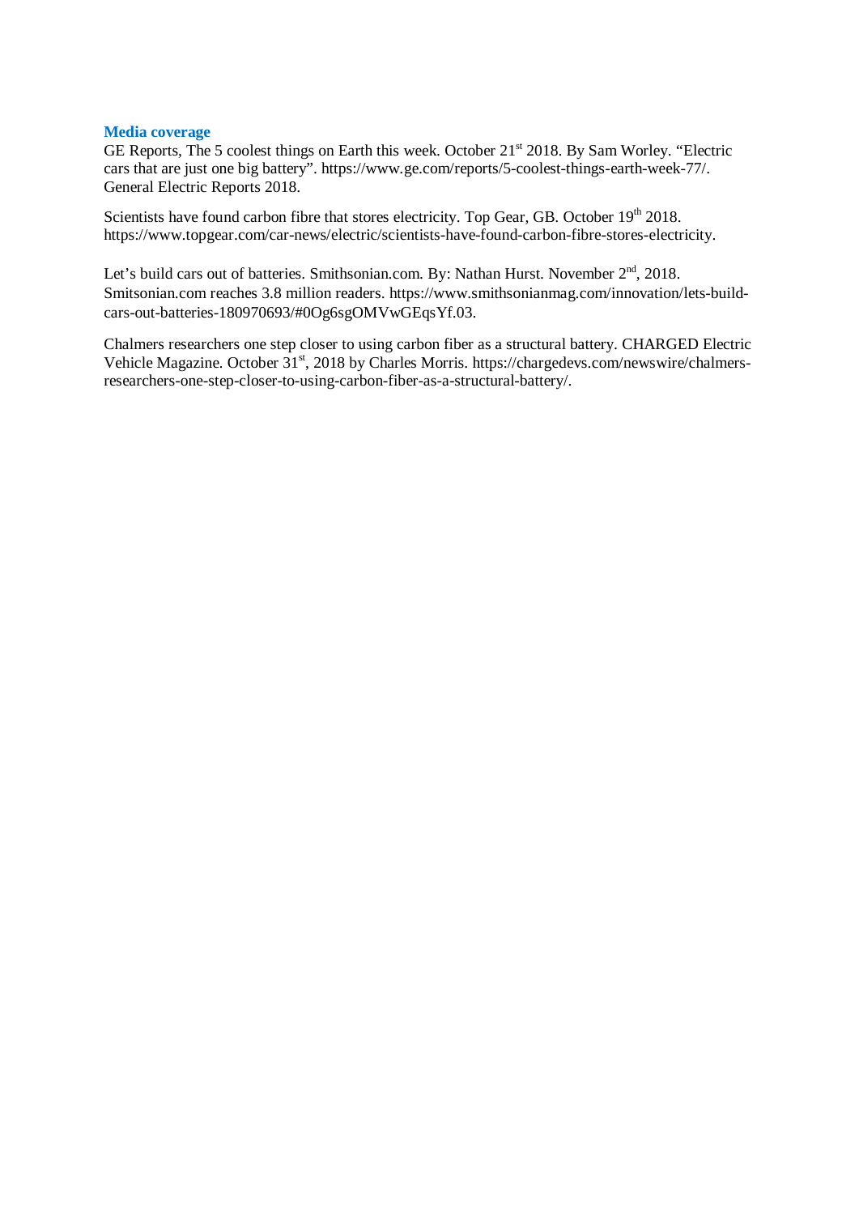## Media coverage

GE Reports, The 5 coolest things on Earth this week. October 21st 2018. By Sam Worley. "Electric cars that are just one big battery". https://www.ge.com/reports/5-coolest-things-earth-week-77/. General Electric Reports 2018.

Scientists have found carbon fibre that stores electricity. Top Gear, GB. October 19th 2018. https://www.topgear.com/car-news/electric/scientists-have-found-carbon-fibre-stores-electricity.

Let's build cars out of batteries. Smithsonian.com. By: Nathan Hurst. November 2nd, 2018. Smitsonian.com reaches 3.8 million readers. https://www.smithsonianmag.com/innovation/lets-build-cars-out-batteries-180970693/#0Og6sgOMVwGEqsYf.03.

Chalmers researchers one step closer to using carbon fiber as a structural battery. CHARGED Electric Vehicle Magazine. October 31st, 2018 by Charles Morris. https://chargedevs.com/newswire/chalmers-researchers-one-step-closer-to-using-carbon-fiber-as-a-structural-battery/.